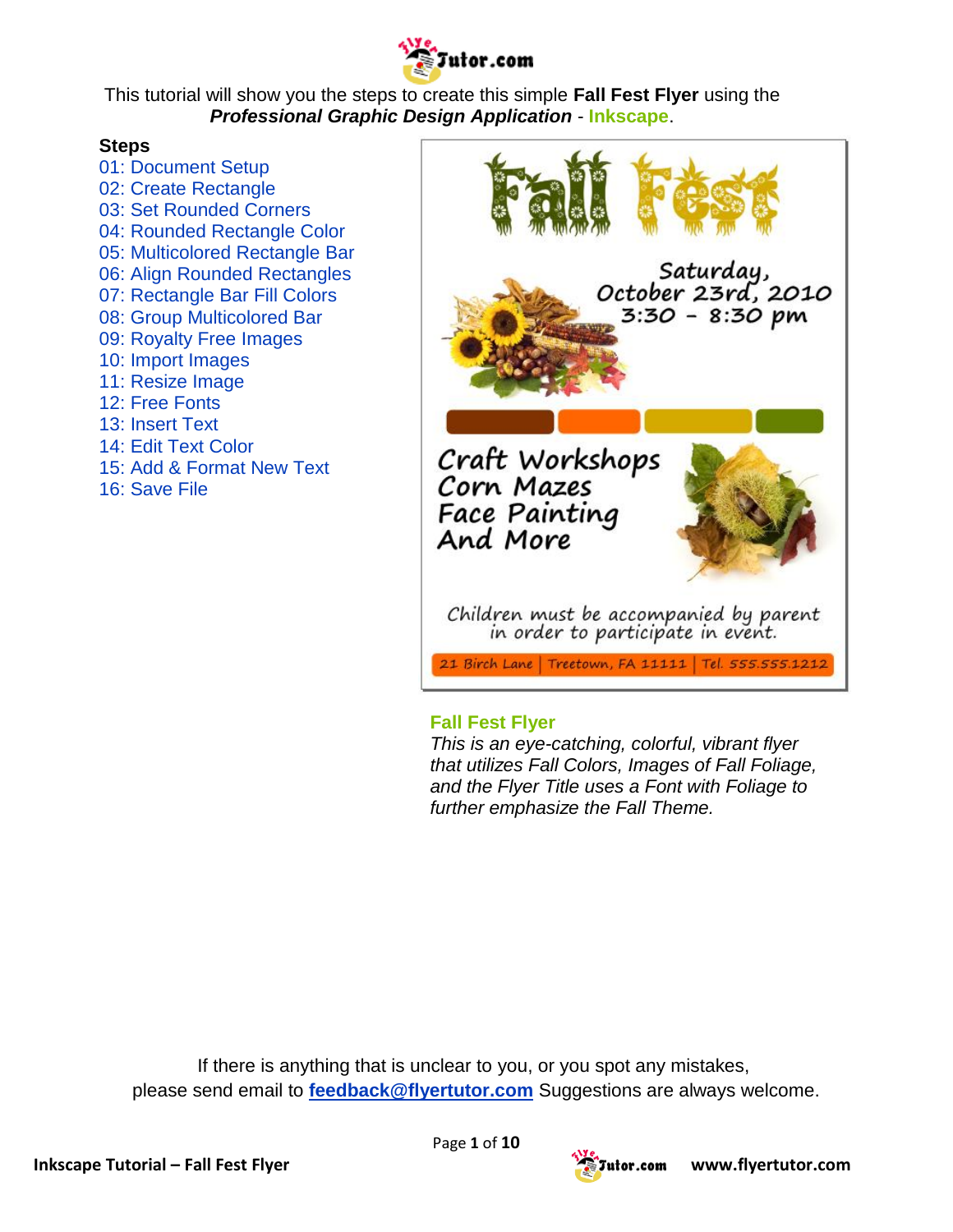This tutorial will show you the steps to create this simple **Fall Fest Flyer** using the ***Professional Graphic Design Application*** - **Inkscape**.

**Steps**

01: Document Setup
02: Create Rectangle
03: Set Rounded Corners
04: Rounded Rectangle Color
05: Multicolored Rectangle Bar
06: Align Rounded Rectangles
07: Rectangle Bar Fill Colors
08: Group Multicolored Bar
09: Royalty Free Images
10: Import Images
11: Resize Image
12: Free Fonts
13: Insert Text
14: Edit Text Color
15: Add & Format New Text
16: Save File

Fall Fest

Saturday,
October 23rd, 2010
3:30 - 8:30 pm

Craft Workshops
Corn Mazes
Face Painting
And More

Children must be accompanied by parent in order to participate in event.

21 Birch Lane | Treetown, FA 11111 | Tel. 555.555.1212

**Fall Fest Flyer**

*This is an eye-catching, colorful, vibrant flyer that utilizes Fall Colors, Images of Fall Foliage, and the Flyer Title uses a Font with Foliage to further emphasize the Fall Theme.*

If there is anything that is unclear to you, or you spot any mistakes, please send email to **feedback@flyertutor.com** Suggestions are always welcome.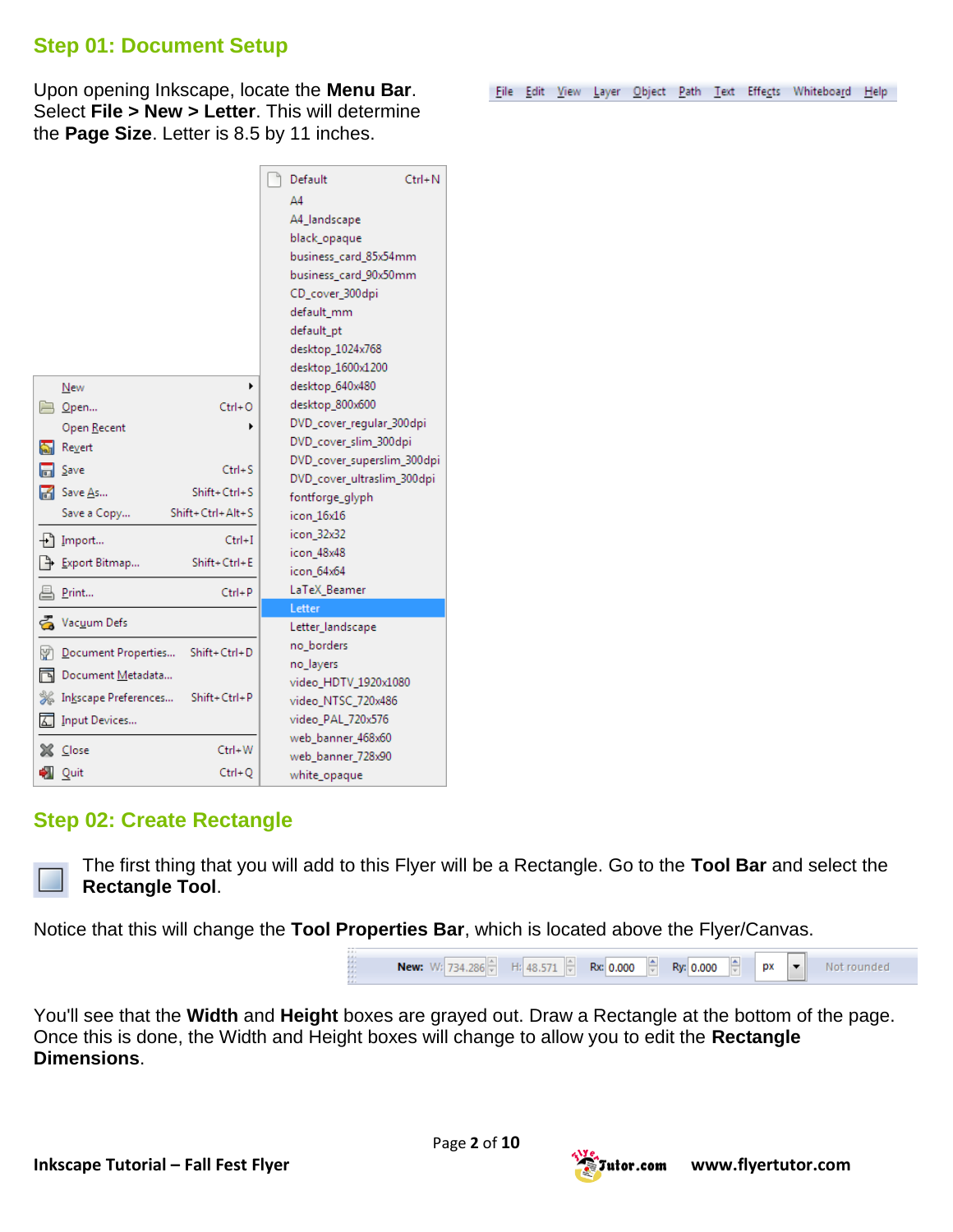## Step 01: Document Setup

Upon opening Inkscape, locate the **Menu Bar**. Select **File > New > Letter**. This will determine the **Page Size**. Letter is 8.5 by 11 inches.

## Step 02: Create Rectangle

The first thing that you will add to this Flyer will be a Rectangle. Go to the **Tool Bar** and select the **Rectangle Tool**.

Notice that this will change the **Tool Properties Bar**, which is located above the Flyer/Canvas.

You'll see that the **Width** and **Height** boxes are grayed out. Draw a Rectangle at the bottom of the page. Once this is done, the Width and Height boxes will change to allow you to edit the **Rectangle Dimensions**.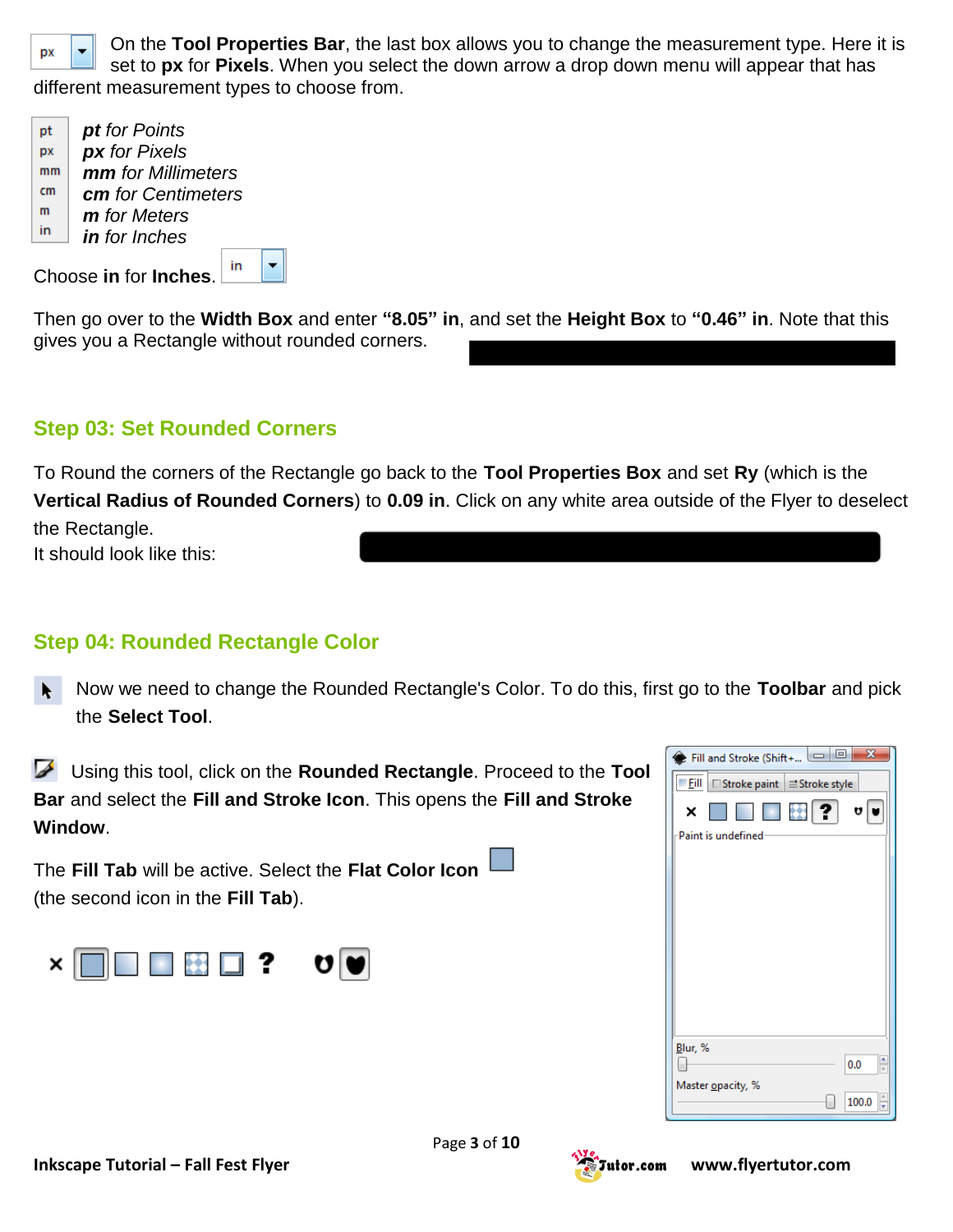On the **Tool Properties Bar**, the last box allows you to change the measurement type. Here it is set to **px** for **Pixels**. When you select the down arrow a drop down menu will appear that has different measurement types to choose from.

***pt*** *for Points*
***px*** *for Pixels*
***mm*** *for Millimeters*
***cm*** *for Centimeters*
***m*** *for Meters*
***in*** *for Inches*

Choose **in** for **Inches**.

Then go over to the **Width Box** and enter **"8.05" in**, and set the **Height Box** to **"0.46" in**. Note that this gives you a Rectangle without rounded corners.

## Step 03: Set Rounded Corners

To Round the corners of the Rectangle go back to the **Tool Properties Box** and set **Ry** (which is the **Vertical Radius of Rounded Corners**) to **0.09 in**. Click on any white area outside of the Flyer to deselect the Rectangle.
It should look like this:

## Step 04: Rounded Rectangle Color

Now we need to change the Rounded Rectangle's Color. To do this, first go to the **Toolbar** and pick the **Select Tool**.

Using this tool, click on the **Rounded Rectangle**. Proceed to the **Tool Bar** and select the **Fill and Stroke Icon**. This opens the **Fill and Stroke Window**.

The **Fill Tab** will be active. Select the **Flat Color Icon** (the second icon in the **Fill Tab**).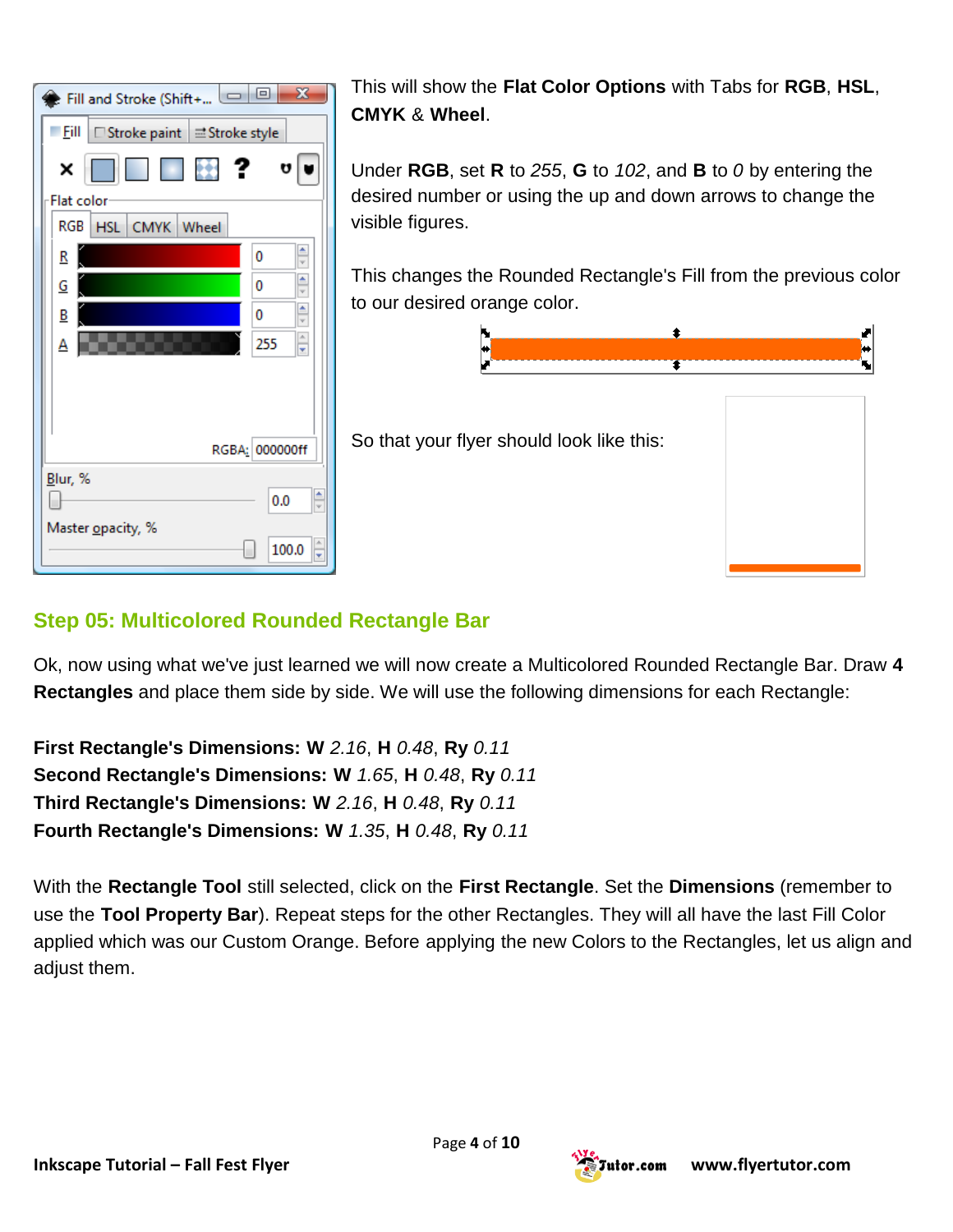This will show the **Flat Color Options** with Tabs for **RGB**, **HSL**, **CMYK** & **Wheel**.

Under **RGB**, set **R** to *255*, **G** to *102*, and **B** to *0* by entering the desired number or using the up and down arrows to change the visible figures.

This changes the Rounded Rectangle's Fill from the previous color to our desired orange color.

So that your flyer should look like this:

## Step 05: Multicolored Rounded Rectangle Bar

Ok, now using what we've just learned we will now create a Multicolored Rounded Rectangle Bar. Draw **4 Rectangles** and place them side by side. We will use the following dimensions for each Rectangle:

**First Rectangle's Dimensions: W** *2.16*, **H** *0.48*, **Ry** *0.11*
**Second Rectangle's Dimensions: W** *1.65*, **H** *0.48*, **Ry** *0.11*
**Third Rectangle's Dimensions: W** *2.16*, **H** *0.48*, **Ry** *0.11*
**Fourth Rectangle's Dimensions: W** *1.35*, **H** *0.48*, **Ry** *0.11*

With the **Rectangle Tool** still selected, click on the **First Rectangle**. Set the **Dimensions** (remember to use the **Tool Property Bar**). Repeat steps for the other Rectangles. They will all have the last Fill Color applied which was our Custom Orange. Before applying the new Colors to the Rectangles, let us align and adjust them.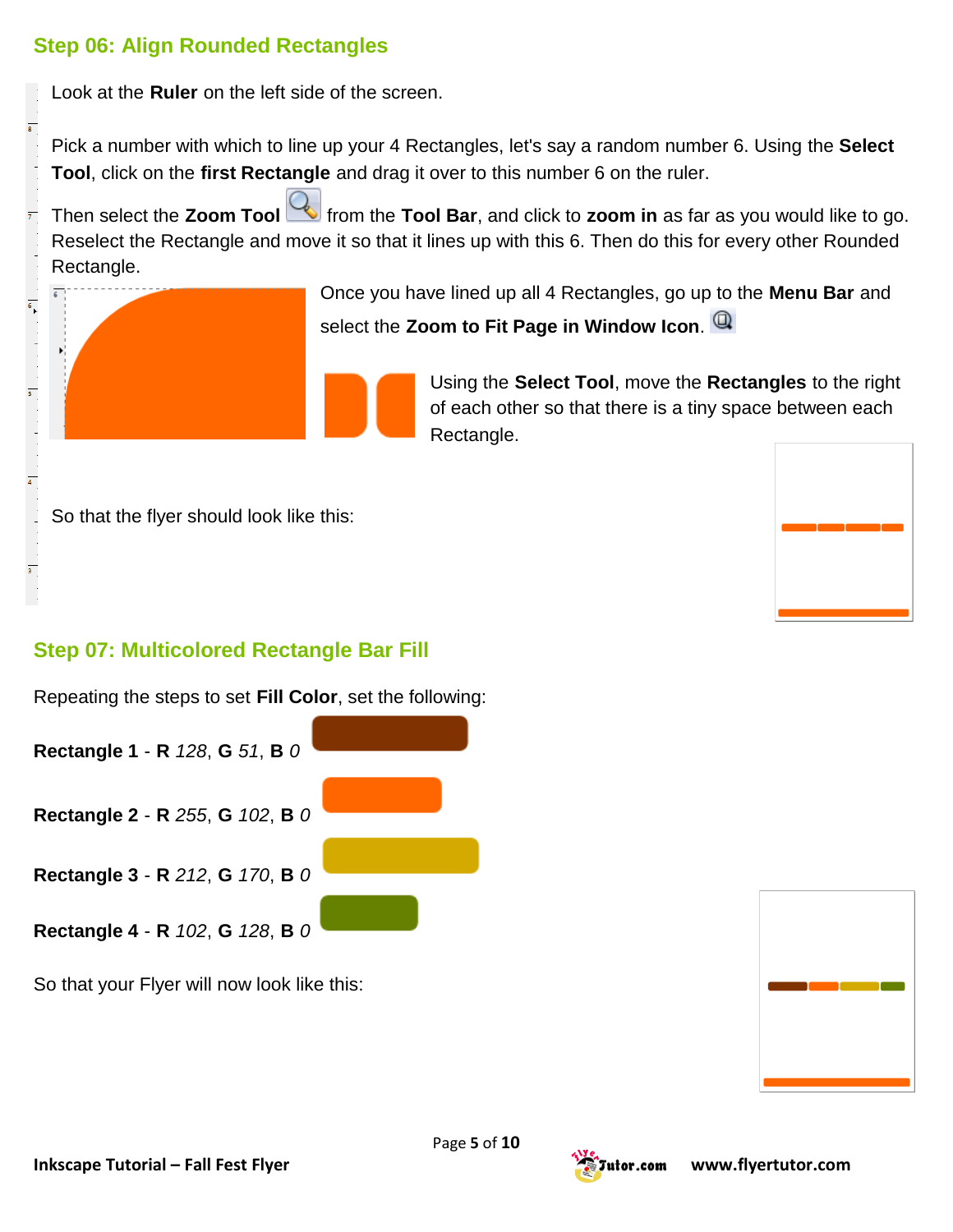## Step 06: Align Rounded Rectangles

Look at the **Ruler** on the left side of the screen.

Pick a number with which to line up your 4 Rectangles, let's say a random number 6. Using the **Select Tool**, click on the **first Rectangle** and drag it over to this number 6 on the ruler.

Then select the **Zoom Tool** from the **Tool Bar**, and click to **zoom in** as far as you would like to go. Reselect the Rectangle and move it so that it lines up with this 6. Then do this for every other Rounded Rectangle.

Once you have lined up all 4 Rectangles, go up to the **Menu Bar** and select the **Zoom to Fit Page in Window Icon**.

Using the **Select Tool**, move the **Rectangles** to the right of each other so that there is a tiny space between each Rectangle.

So that the flyer should look like this:

## Step 07: Multicolored Rectangle Bar Fill

Repeating the steps to set **Fill Color**, set the following:

**Rectangle 1** - **R** *128*, **G** *51*, **B** *0*

**Rectangle 2** - **R** *255*, **G** *102*, **B** *0*

**Rectangle 3** - **R** *212*, **G** *170*, **B** *0*

**Rectangle 4** - **R** *102*, **G** *128*, **B** *0*

So that your Flyer will now look like this: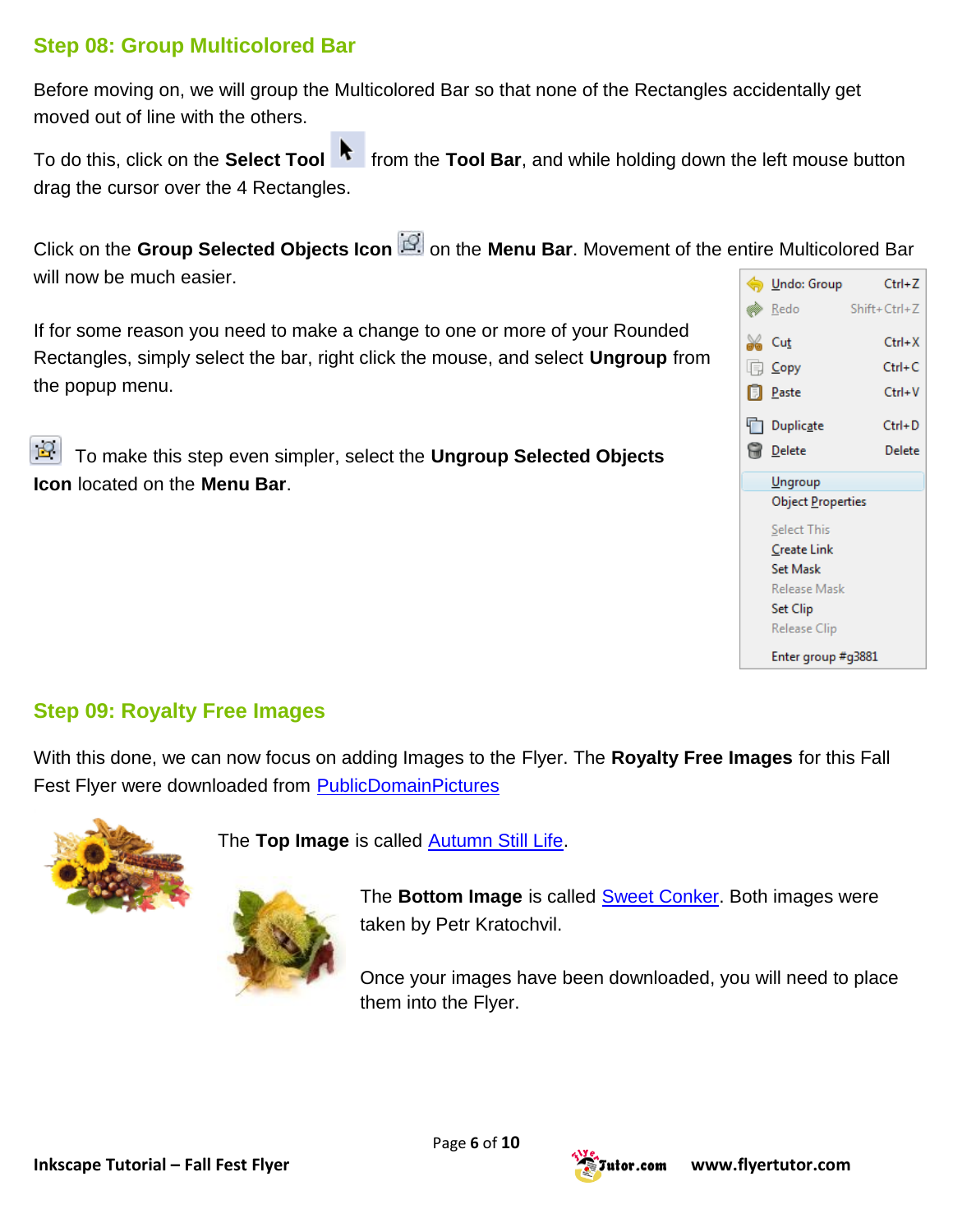## Step 08: Group Multicolored Bar

Before moving on, we will group the Multicolored Bar so that none of the Rectangles accidentally get moved out of line with the others.

To do this, click on the **Select Tool** from the **Tool Bar**, and while holding down the left mouse button drag the cursor over the 4 Rectangles.

Click on the **Group Selected Objects Icon** on the **Menu Bar**. Movement of the entire Multicolored Bar will now be much easier.

If for some reason you need to make a change to one or more of your Rounded Rectangles, simply select the bar, right click the mouse, and select **Ungroup** from the popup menu.

To make this step even simpler, select the **Ungroup Selected Objects Icon** located on the **Menu Bar**.

| | |
|---|---|
| Undo: Group | Ctrl+Z |
| Redo | Shift+Ctrl+Z |
| Cut | Ctrl+X |
| Copy | Ctrl+C |
| Paste | Ctrl+V |
| Duplicate | Ctrl+D |
| Delete | Delete |
| Ungroup | |
| Object Properties | |
| Select This | |
| Create Link | |
| Set Mask | |
| Release Mask | |
| Set Clip | |
| Release Clip | |
| Enter group #g3881 | |

## Step 09: Royalty Free Images

With this done, we can now focus on adding Images to the Flyer. The **Royalty Free Images** for this Fall Fest Flyer were downloaded from PublicDomainPictures

The **Top Image** is called Autumn Still Life.

The **Bottom Image** is called Sweet Conker. Both images were taken by Petr Kratochvil.

Once your images have been downloaded, you will need to place them into the Flyer.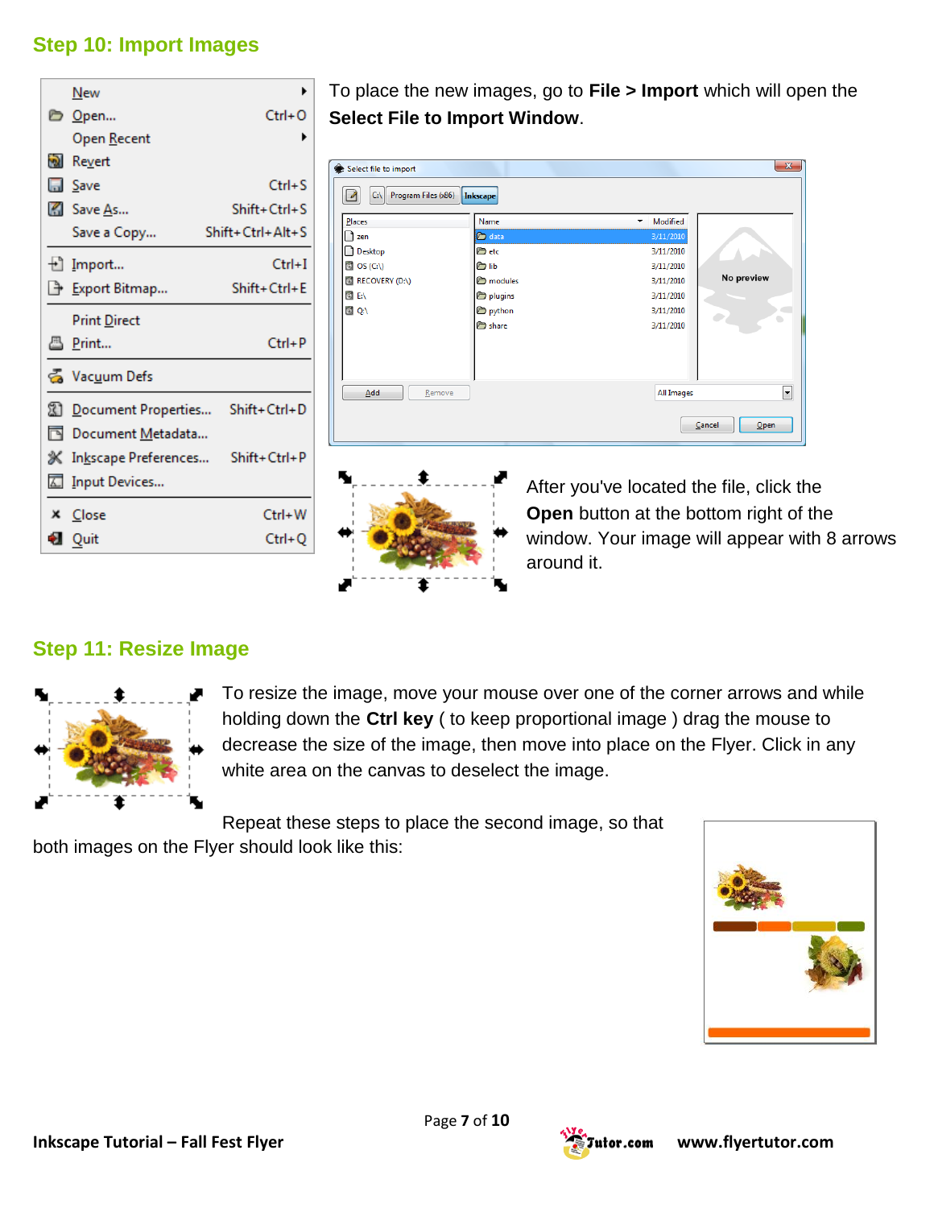## Step 10: Import Images

To place the new images, go to **File > Import** which will open the **Select File to Import Window**.

After you've located the file, click the **Open** button at the bottom right of the window. Your image will appear with 8 arrows around it.

## Step 11: Resize Image

To resize the image, move your mouse over one of the corner arrows and while holding down the **Ctrl key** ( to keep proportional image ) drag the mouse to decrease the size of the image, then move into place on the Flyer. Click in any white area on the canvas to deselect the image.

Repeat these steps to place the second image, so that both images on the Flyer should look like this: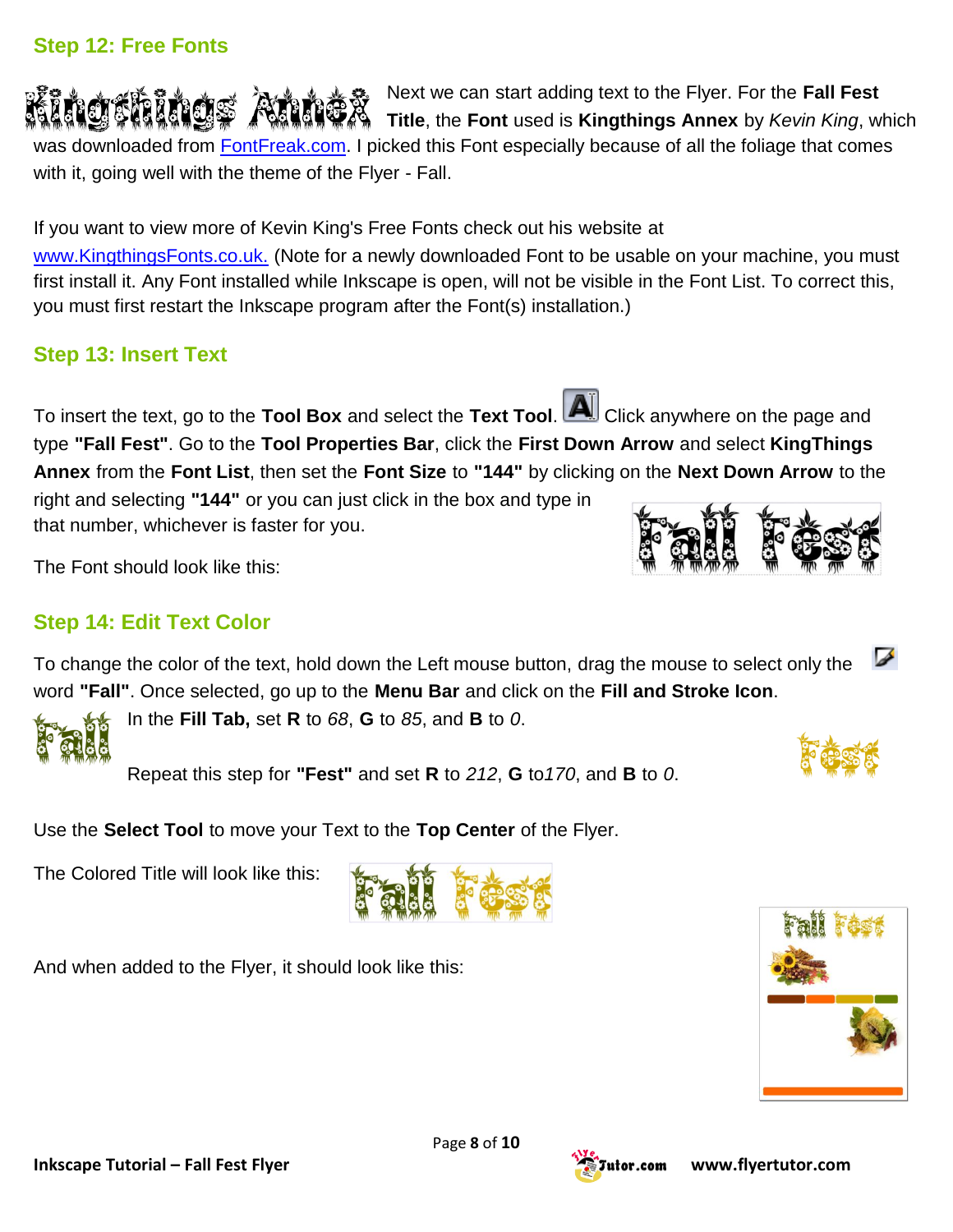### Step 12: Free Fonts

Next we can start adding text to the Flyer. For the **Fall Fest Title**, the **Font** used is **Kingthings Annex** by *Kevin King*, which was downloaded from FontFreak.com. I picked this Font especially because of all the foliage that comes with it, going well with the theme of the Flyer - Fall.

If you want to view more of Kevin King's Free Fonts check out his website at www.KingthingsFonts.co.uk. (Note for a newly downloaded Font to be usable on your machine, you must first install it. Any Font installed while Inkscape is open, will not be visible in the Font List. To correct this, you must first restart the Inkscape program after the Font(s) installation.)

### Step 13: Insert Text

To insert the text, go to the **Tool Box** and select the **Text Tool**. Click anywhere on the page and type **"Fall Fest"**. Go to the **Tool Properties Bar**, click the **First Down Arrow** and select **KingThings Annex** from the **Font List**, then set the **Font Size** to **"144"** by clicking on the **Next Down Arrow** to the right and selecting **"144"** or you can just click in the box and type in that number, whichever is faster for you.

The Font should look like this:

### Step 14: Edit Text Color

To change the color of the text, hold down the Left mouse button, drag the mouse to select only the word **"Fall"**. Once selected, go up to the **Menu Bar** and click on the **Fill and Stroke Icon**.

In the **Fill Tab,** set **R** to *68*, **G** to *85*, and **B** to *0*.

Repeat this step for **"Fest"** and set **R** to *212*, **G** to*170*, and **B** to *0*.

Use the **Select Tool** to move your Text to the **Top Center** of the Flyer.

The Colored Title will look like this:

And when added to the Flyer, it should look like this: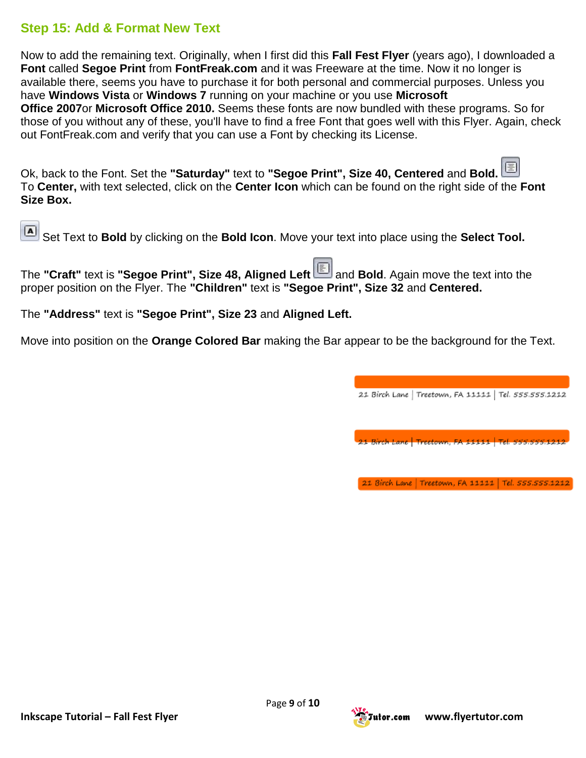## Step 15: Add & Format New Text

Now to add the remaining text. Originally, when I first did this **Fall Fest Flyer** (years ago), I downloaded a **Font** called **Segoe Print** from **FontFreak.com** and it was Freeware at the time. Now it no longer is available there, seems you have to purchase it for both personal and commercial purposes. Unless you have **Windows Vista** or **Windows 7** running on your machine or you use **Microsoft Office 2007**or **Microsoft Office 2010.** Seems these fonts are now bundled with these programs. So for those of you without any of these, you'll have to find a free Font that goes well with this Flyer. Again, check out FontFreak.com and verify that you can use a Font by checking its License.

Ok, back to the Font. Set the **"Saturday"** text to **"Segoe Print", Size 40, Centered** and **Bold.** To **Center,** with text selected, click on the **Center Icon** which can be found on the right side of the **Font Size Box.**

Set Text to **Bold** by clicking on the **Bold Icon**. Move your text into place using the **Select Tool.**

The **"Craft"** text is **"Segoe Print", Size 48, Aligned Left** and **Bold**. Again move the text into the proper position on the Flyer. The **"Children"** text is **"Segoe Print", Size 32** and **Centered.**

The **"Address"** text is **"Segoe Print", Size 23** and **Aligned Left.**

Move into position on the **Orange Colored Bar** making the Bar appear to be the background for the Text.

21 Birch Lane | Treetown, FA 11111 | Tel. 555.555.1212

21 Birch Lane | Treetown, FA 11111 | Tel. 555.555.1212

21 Birch Lane | Treetown, FA 11111 | Tel. 555.555.1212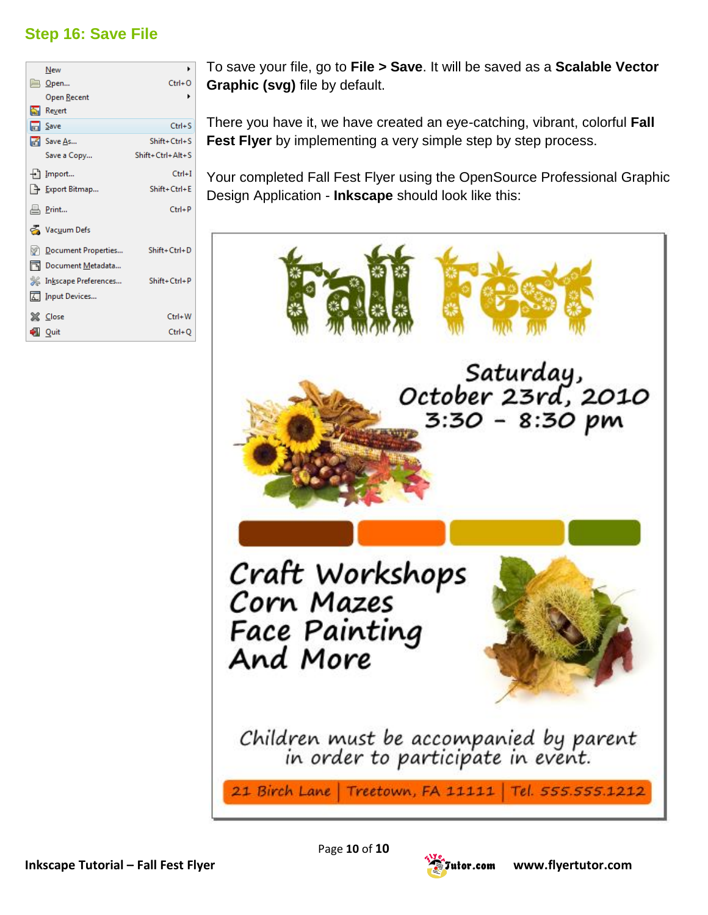## Step 16: Save File

To save your file, go to **File > Save**. It will be saved as a **Scalable Vector Graphic (svg)** file by default.

There you have it, we have created an eye-catching, vibrant, colorful **Fall Fest Flyer** by implementing a very simple step by step process.

Your completed Fall Fest Flyer using the OpenSource Professional Graphic Design Application - **Inkscape** should look like this: